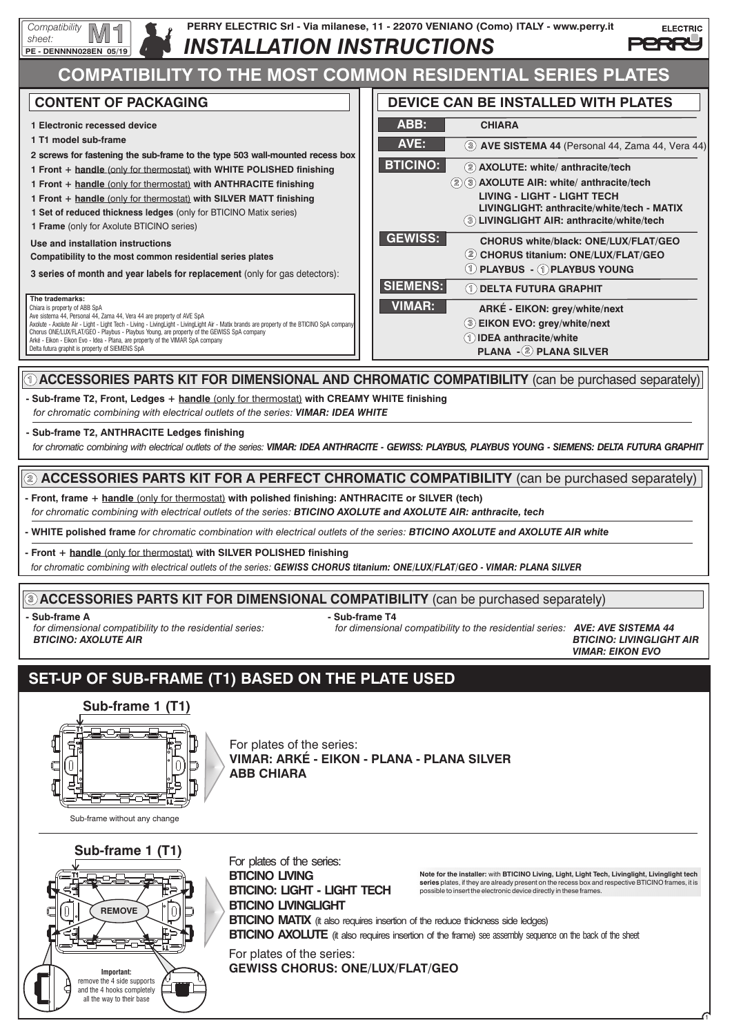Compatibility sheet: M1
PE - DENNNN028EN 05/19

PERRY ELECTRIC Srl - Via milanese, 11 - 22070 VENIANO (Como) ITALY - www.perry.it

# INSTALLATION INSTRUCTIONS

# COMPATIBILITY TO THE MOST COMMON RESIDENTIAL SERIES PLATES

## CONTENT OF PACKAGING

- 1 Electronic recessed device
- 1 T1 model sub-frame
- 2 screws for fastening the sub-frame to the type 503 wall-mounted recess box
- 1 Front + **handle** (only for thermostat) with WHITE POLISHED finishing
- 1 Front + **handle** (only for thermostat) with ANTHRACITE finishing
- 1 Front + **handle** (only for thermostat) with SILVER MATT finishing
- 1 Set of reduced thickness ledges (only for BTICINO Matix series)
- 1 Frame (only for Axolute BTICINO series)

**Use and installation instructions**

**Compatibility to the most common residential series plates**

**3 series of month and year labels for replacement** (only for gas detectors):

**The trademarks:**
Chiara is property of ABB SpA
Ave sistema 44, Personal 44, Zama 44, Vera 44 are property of AVE SpA
Axolute - Axolute Air - Light - Light Tech - Living - LivingLight - LivingLight Air - Matix brands are property of the BTICINO SpA company
Chorus ONE/LUX/FLAT/GEO - Playbus - Playbus Young, are property of the GEWISS SpA company
Arké - Eikon - Eikon Evo - Idea - Plana, are property of the VIMAR SpA company
Delta futura graphit is property of SIEMENS SpA

## DEVICE CAN BE INSTALLED WITH PLATES

| | |
|---|---|
| **ABB:** | CHIARA |
| **AVE:** | ③ AVE SISTEMA 44 (Personal 44, Zama 44, Vera 44) |
| **BTICINO:** | ② AXOLUTE: white/ anthracite/tech<br>②③ AXOLUTE AIR: white/ anthracite/tech<br>LIVING - LIGHT - LIGHT TECH<br>LIVINGLIGHT: anthracite/white/tech - MATIX<br>③ LIVINGLIGHT AIR: anthracite/white/tech |
| **GEWISS:** | CHORUS white/black: ONE/LUX/FLAT/GEO<br>② CHORUS titanium: ONE/LUX/FLAT/GEO<br>① PLAYBUS - ① PLAYBUS YOUNG |
| **SIEMENS:** | ① DELTA FUTURA GRAPHIT |
| **VIMAR:** | ARKÉ - EIKON: grey/white/next<br>③ EIKON EVO: grey/white/next<br>① IDEA anthracite/white<br>PLANA - ② PLANA SILVER |

## ① ACCESSORIES PARTS KIT FOR DIMENSIONAL AND CHROMATIC COMPATIBILITY (can be purchased separately)

- **Sub-frame T2, Front, Ledges + handle (only for thermostat) with CREAMY WHITE finishing**
  *for chromatic combining with electrical outlets of the series: **VIMAR: IDEA WHITE***
- **Sub-frame T2, ANTHRACITE Ledges finishing**
  *for chromatic combining with electrical outlets of the series: **VIMAR: IDEA ANTHRACITE - GEWISS: PLAYBUS, PLAYBUS YOUNG - SIEMENS: DELTA FUTURA GRAPHIT***

## ② ACCESSORIES PARTS KIT FOR A PERFECT CHROMATIC COMPATIBILITY (can be purchased separately)

- **Front, frame + handle (only for thermostat) with polished finishing: ANTHRACITE or SILVER (tech)**
  *for chromatic combining with electrical outlets of the series: **BTICINO AXOLUTE and AXOLUTE AIR: anthracite, tech***
- **WHITE polished frame** *for chromatic combination with electrical outlets of the series: **BTICINO AXOLUTE and AXOLUTE AIR white***
- **Front + handle (only for thermostat) with SILVER POLISHED finishing**
  *for chromatic combining with electrical outlets of the series: **GEWISS CHORUS titanium: ONE/LUX/FLAT/GEO - VIMAR: PLANA SILVER***

## ③ ACCESSORIES PARTS KIT FOR DIMENSIONAL COMPATIBILITY (can be purchased separately)

- **Sub-frame A**
  *for dimensional compatibility to the residential series:*
  ***BTICINO: AXOLUTE AIR***
- **Sub-frame T4**
  *for dimensional compatibility to the residential series: **AVE: AVE SISTEMA 44***
  ***BTICINO: LIVINGLIGHT AIR***
  ***VIMAR: EIKON EVO***

# SET-UP OF SUB-FRAME (T1) BASED ON THE PLATE USED

### Sub-frame 1 (T1)

Sub-frame without any change

For plates of the series:
**VIMAR: ARKÉ - EIKON - PLANA - PLANA SILVER**
**ABB CHIARA**

### Sub-frame 1 (T1)

REMOVE

**Important:** remove the 4 side supports and the 4 hooks completely all the way to their base

For plates of the series:
**BTICINO LIVING**
**BTICINO: LIGHT - LIGHT TECH**
**BTICINO LIVINGLIGHT**
**BTICINO MATIX** (it also requires insertion of the reduce thickness side ledges)
**BTICINO AXOLUTE** (it also requires insertion of the frame) see assembly sequence on the back of the sheet

**Note for the installer:** with **BTICINO Living, Light, Light Tech, Livinglight, Livinglight tech series** plates, if they are already present on the recess box and respective BTICINO frames, it is possible to insert the electronic device directly in these frames.

For plates of the series:
**GEWISS CHORUS: ONE/LUX/FLAT/GEO**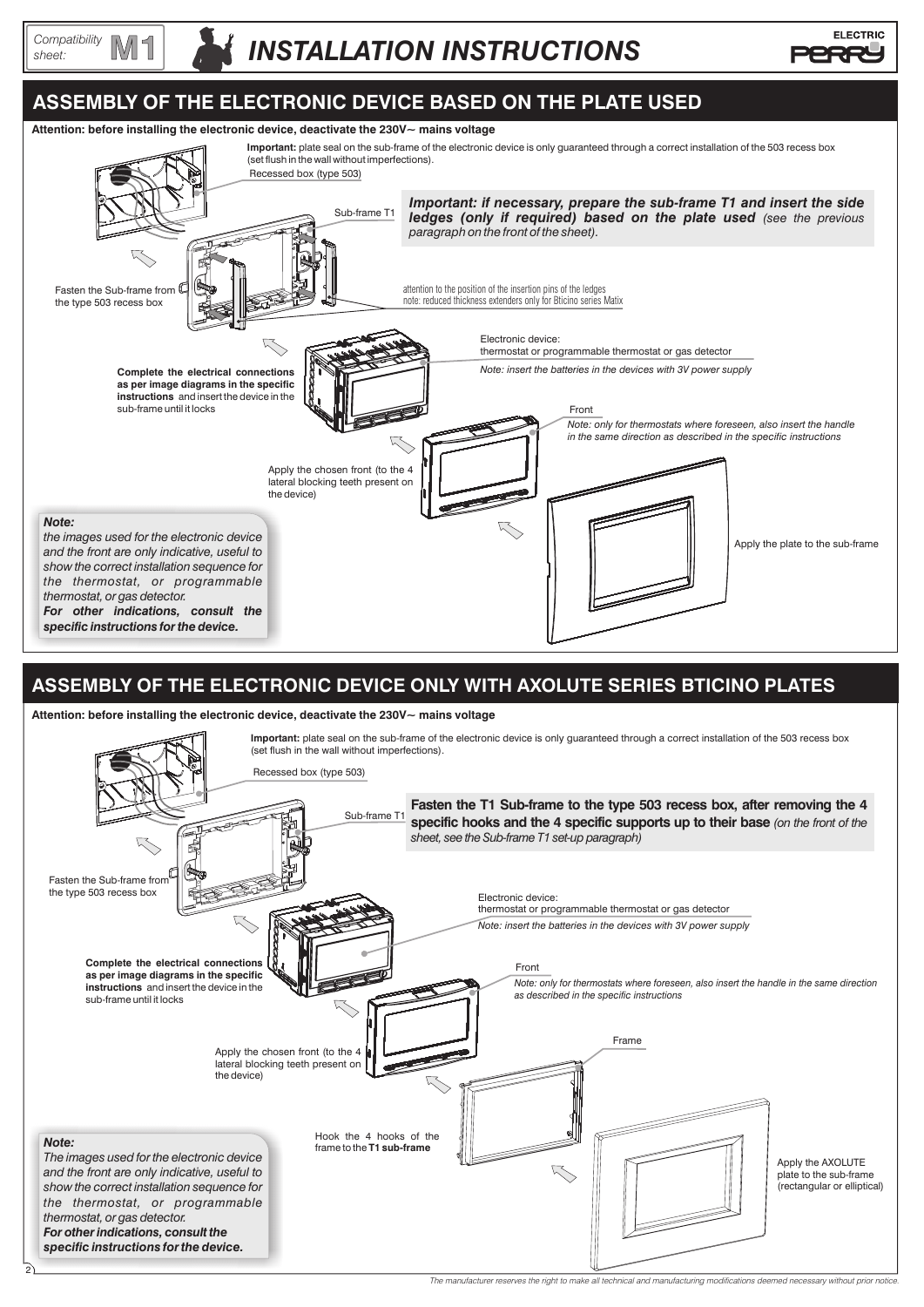Compatibility sheet: M1

# INSTALLATION INSTRUCTIONS

## ASSEMBLY OF THE ELECTRONIC DEVICE BASED ON THE PLATE USED

**Attention: before installing the electronic device, deactivate the 230V~ mains voltage**

**Important:** plate seal on the sub-frame of the electronic device is only guaranteed through a correct installation of the 503 recess box (set flush in the wall without imperfections).

Recessed box (type 503)

Sub-frame T1

***Important: if necessary, prepare the sub-frame T1 and insert the side ledges (only if required) based on the plate used*** *(see the previous paragraph on the front of the sheet).*

Fasten the Sub-frame from the type 503 recess box

attention to the position of the insertion pins of the ledges
note: reduced thickness extenders only for Bticino series Matix

Electronic device:
thermostat or programmable thermostat or gas detector

*Note: insert the batteries in the devices with 3V power supply*

**Complete the electrical connections as per image diagrams in the specific instructions** and insert the device in the sub-frame until it locks

Front

*Note: only for thermostats where foreseen, also insert the handle in the same direction as described in the specific instructions*

Apply the chosen front (to the 4 lateral blocking teeth present on the device)

Apply the plate to the sub-frame

***Note:***
*the images used for the electronic device and the front are only indicative, useful to show the correct installation sequence for the thermostat, or programmable thermostat, or gas detector.*
***For other indications, consult the specific instructions for the device.***

## ASSEMBLY OF THE ELECTRONIC DEVICE ONLY WITH AXOLUTE SERIES BTICINO PLATES

**Attention: before installing the electronic device, deactivate the 230V~ mains voltage**

**Important:** plate seal on the sub-frame of the electronic device is only guaranteed through a correct installation of the 503 recess box (set flush in the wall without imperfections).

Recessed box (type 503)

Sub-frame T1

**Fasten the T1 Sub-frame to the type 503 recess box, after removing the 4 specific hooks and the 4 specific supports up to their base** *(on the front of the sheet, see the Sub-frame T1 set-up paragraph)*

Fasten the Sub-frame from the type 503 recess box

Electronic device:
thermostat or programmable thermostat or gas detector

*Note: insert the batteries in the devices with 3V power supply*

**Complete the electrical connections as per image diagrams in the specific instructions** and insert the device in the sub-frame until it locks

Front

*Note: only for thermostats where foreseen, also insert the handle in the same direction as described in the specific instructions*

Apply the chosen front (to the 4 lateral blocking teeth present on the device)

Frame

Hook the 4 hooks of the frame to the **T1 sub-frame**

Apply the AXOLUTE plate to the sub-frame (rectangular or elliptical)

***Note:***
*The images used for the electronic device and the front are only indicative, useful to show the correct installation sequence for the thermostat, or programmable thermostat, or gas detector.*
***For other indications, consult the specific instructions for the device.***

*The manufacturer reserves the right to make all technical and manufacturing modifications deemed necessary without prior notice.*